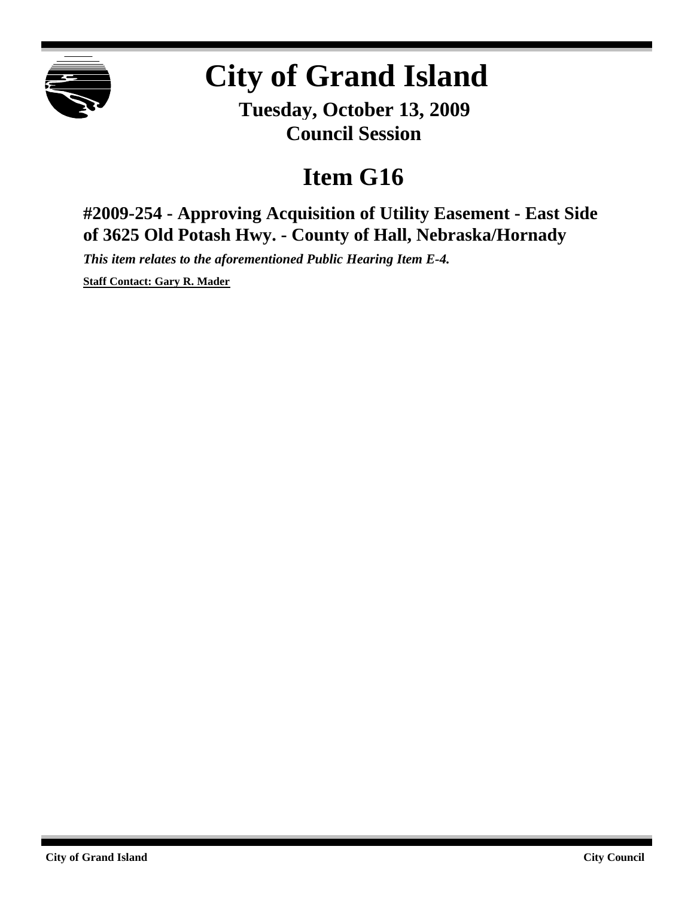# City of Grand Island

**Tuesday, October 13, 2009**
**Council Session**

# Item G16

## #2009-254 - Approving Acquisition of Utility Easement - East Side of 3625 Old Potash Hwy. - County of Hall, Nebraska/Hornady

***This item relates to the aforementioned Public Hearing Item E-4.***

**Staff Contact: Gary R. Mader**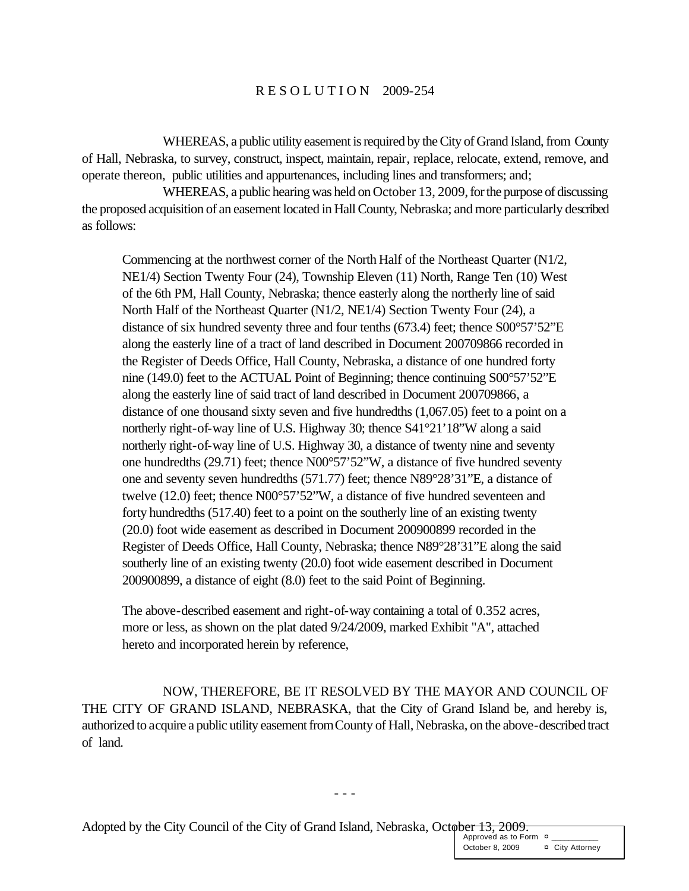# RESOLUTION 2009-254

WHEREAS, a public utility easement is required by the City of Grand Island, from County of Hall, Nebraska, to survey, construct, inspect, maintain, repair, replace, relocate, extend, remove, and operate thereon, public utilities and appurtenances, including lines and transformers; and;

WHEREAS, a public hearing was held on October 13, 2009, for the purpose of discussing the proposed acquisition of an easement located in Hall County, Nebraska; and more particularly described as follows:

> Commencing at the northwest corner of the North Half of the Northeast Quarter (N1/2, NE1/4) Section Twenty Four (24), Township Eleven (11) North, Range Ten (10) West of the 6th PM, Hall County, Nebraska; thence easterly along the northerly line of said North Half of the Northeast Quarter (N1/2, NE1/4) Section Twenty Four (24), a distance of six hundred seventy three and four tenths (673.4) feet; thence S00°57'52"E along the easterly line of a tract of land described in Document 200709866 recorded in the Register of Deeds Office, Hall County, Nebraska, a distance of one hundred forty nine (149.0) feet to the ACTUAL Point of Beginning; thence continuing S00°57'52"E along the easterly line of said tract of land described in Document 200709866, a distance of one thousand sixty seven and five hundredths (1,067.05) feet to a point on a northerly right-of-way line of U.S. Highway 30; thence S41°21'18"W along a said northerly right-of-way line of U.S. Highway 30, a distance of twenty nine and seventy one hundredths (29.71) feet; thence N00°57'52"W, a distance of five hundred seventy one and seventy seven hundredths (571.77) feet; thence N89°28'31"E, a distance of twelve (12.0) feet; thence N00°57'52"W, a distance of five hundred seventeen and forty hundredths (517.40) feet to a point on the southerly line of an existing twenty (20.0) foot wide easement as described in Document 200900899 recorded in the Register of Deeds Office, Hall County, Nebraska; thence N89°28'31"E along the said southerly line of an existing twenty (20.0) foot wide easement described in Document 200900899, a distance of eight (8.0) feet to the said Point of Beginning.
>
> The above-described easement and right-of-way containing a total of 0.352 acres, more or less, as shown on the plat dated 9/24/2009, marked Exhibit "A", attached hereto and incorporated herein by reference,

NOW, THEREFORE, BE IT RESOLVED BY THE MAYOR AND COUNCIL OF THE CITY OF GRAND ISLAND, NEBRASKA, that the City of Grand Island be, and hereby is, authorized to acquire a public utility easement from County of Hall, Nebraska, on the above-described tract of land.

- - -

Adopted by the City Council of the City of Grand Island, Nebraska, October 13, 2009.

Approved as to Form ¤ ___________
October 8, 2009 ¤ City Attorney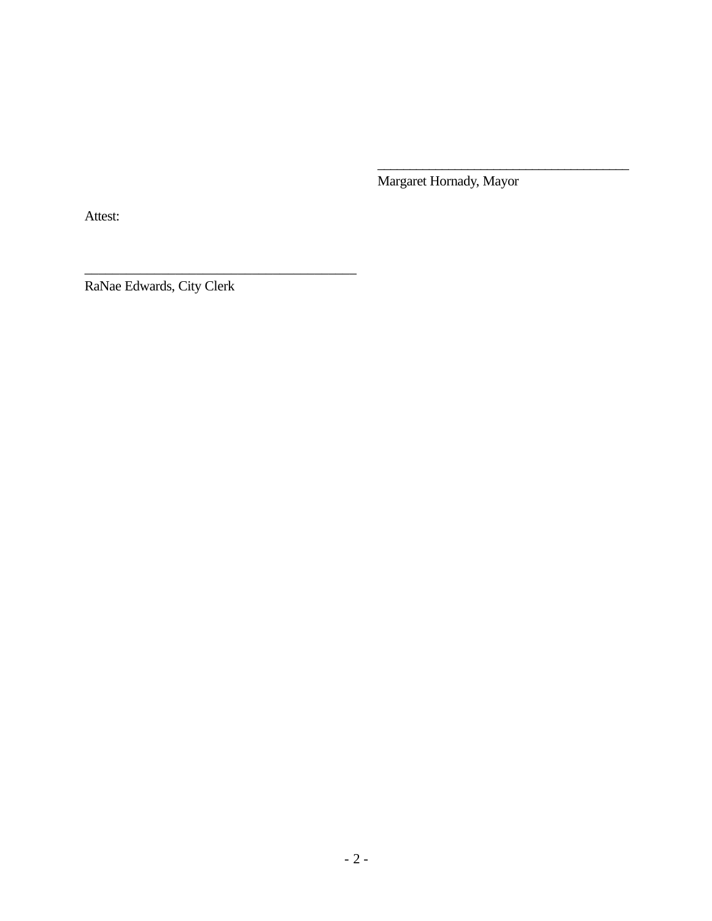\_\_\_\_\_\_\_\_\_\_\_\_\_\_\_\_\_\_\_\_\_\_\_\_\_\_\_\_\_\_\_\_\_\_\_\_\_\_\_\_
Margaret Hornady, Mayor

Attest:

\_\_\_\_\_\_\_\_\_\_\_\_\_\_\_\_\_\_\_\_\_\_\_\_\_\_\_\_\_\_\_\_\_\_\_\_\_\_\_\_
RaNae Edwards, City Clerk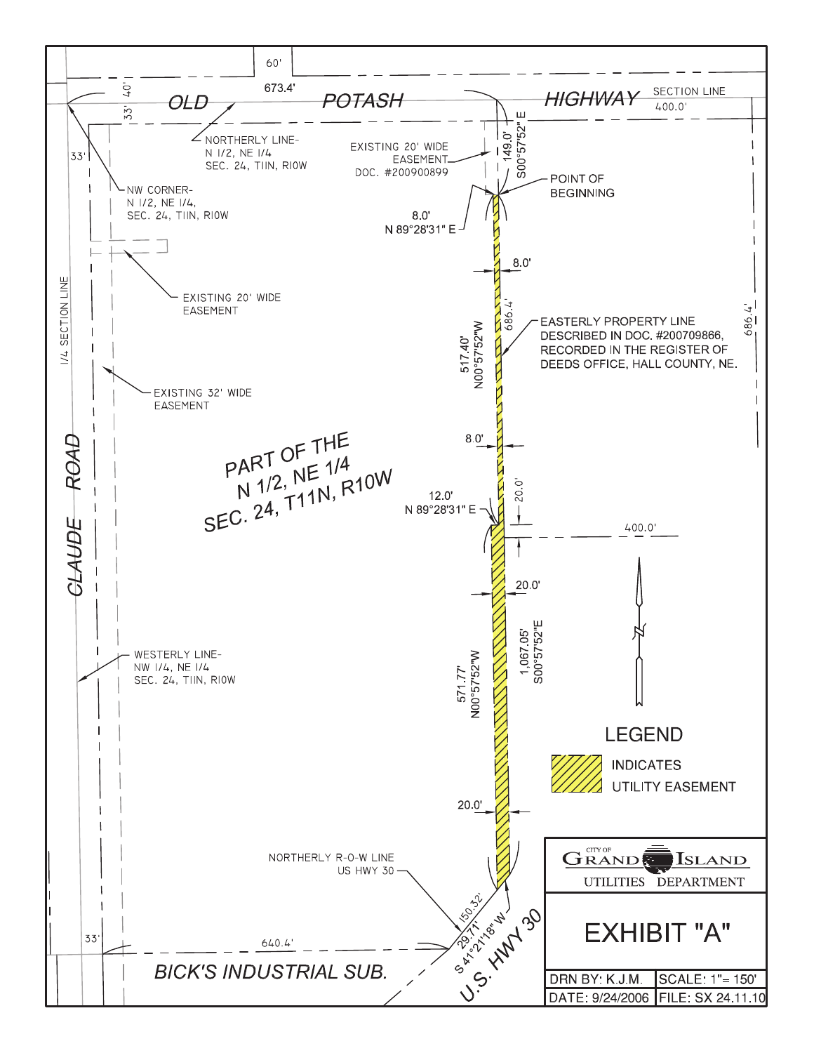60'

673.4'

OLD POTASH HIGHWAY

SECTION LINE

400.0'

40'

33'

NORTHERLY LINE-
N 1/2, NE 1/4
SEC. 24, T11N, R10W

EXISTING 20' WIDE
EASEMENT
DOC. #200900899

149.0'
S00°57'52" E

POINT OF
BEGINNING

33'

NW CORNER-
N 1/2, NE 1/4,
SEC. 24, T11N, R10W

8.0'
N 89°28'31" E

8.0'

EXISTING 20' WIDE
EASEMENT

1/4 SECTION LINE

517.40'
N00°57'52"W

686.4'

EASTERLY PROPERTY LINE
DESCRIBED IN DOC. #200709866,
RECORDED IN THE REGISTER OF
DEEDS OFFICE, HALL COUNTY, NE.

686.4'

EXISTING 32' WIDE
EASEMENT

CLAUDE ROAD

PART OF THE
N 1/2, NE 1/4
SEC. 24, T11N, R10W

8.0'

12.0'
N 89°28'31" E

20.0'

400.0'

20.0'

WESTERLY LINE-
NW 1/4, NE 1/4
SEC. 24, T11N, R10W

571.77'
N00°57'52"W

1,067.05'
S00°57'52"E

LEGEND

INDICATES
UTILITY EASEMENT

20.0'

NORTHERLY R-O-W LINE
US HWY 30

150.32'

29.71'
S 41°21'18" W

33'

640.4'

BICK'S INDUSTRIAL SUB.

U.S. HWY 30

CITY OF GRAND ISLAND
UTILITIES DEPARTMENT

# EXHIBIT "A"

| | |
|---|---|
| DRN BY: K.J.M. | SCALE: 1"= 150' |
| DATE: 9/24/2006 | FILE: SX 24.11.10 |